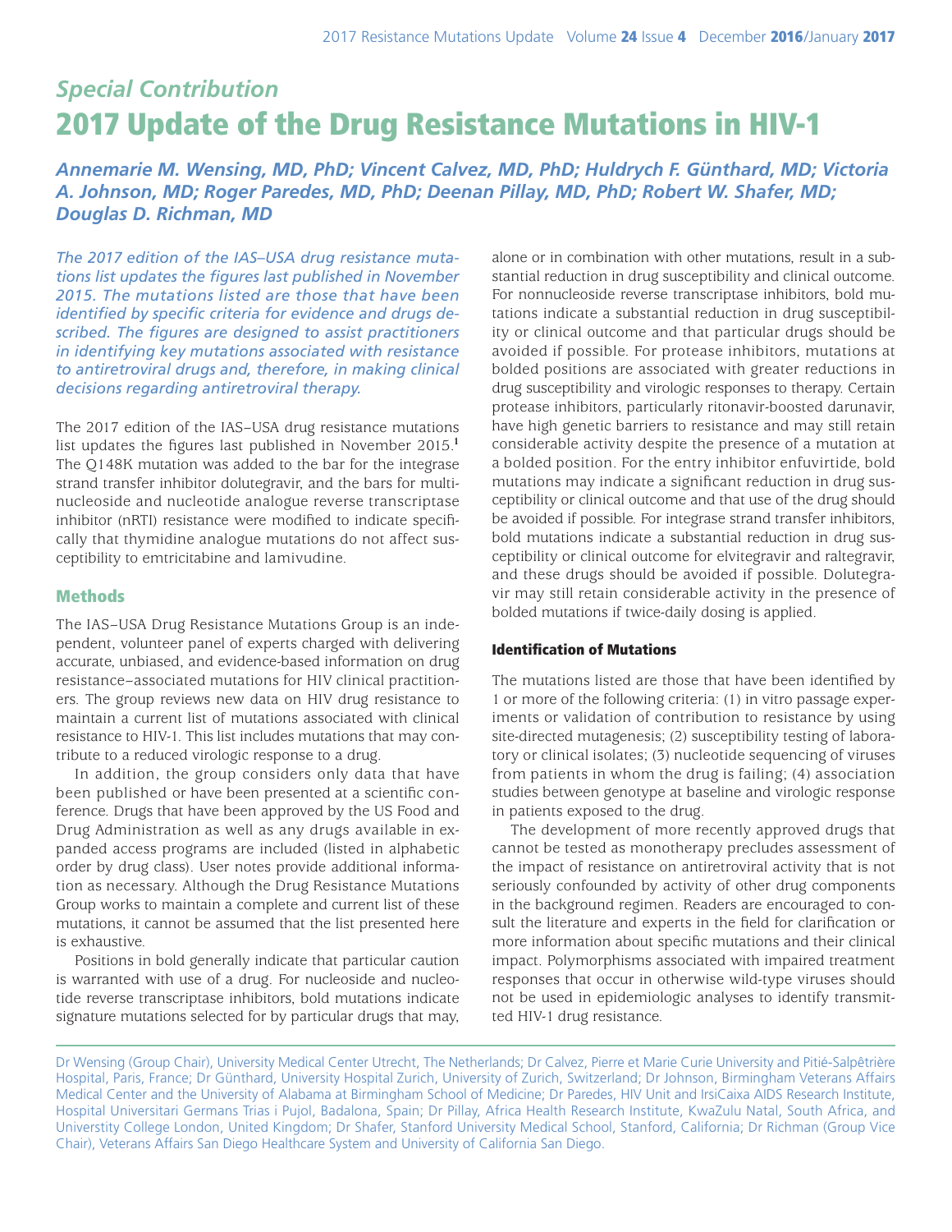## *Special Contribution*

# 2017 Update of the Drug Resistance Mutations in HIV-1

***Annemarie M. Wensing, MD, PhD; Vincent Calvez, MD, PhD; Huldrych F. Günthard, MD; Victoria A. Johnson, MD; Roger Paredes, MD, PhD; Deenan Pillay, MD, PhD; Robert W. Shafer, MD; Douglas D. Richman, MD***

*The 2017 edition of the IAS–USA drug resistance mutations list updates the figures last published in November 2015. The mutations listed are those that have been identified by specific criteria for evidence and drugs described. The figures are designed to assist practitioners in identifying key mutations associated with resistance to antiretroviral drugs and, therefore, in making clinical decisions regarding antiretroviral therapy.*

The 2017 edition of the IAS–USA drug resistance mutations list updates the figures last published in November 2015.[1] The Q148K mutation was added to the bar for the integrase strand transfer inhibitor dolutegravir, and the bars for multinucleoside and nucleotide analogue reverse transcriptase inhibitor (nRTI) resistance were modified to indicate specifically that thymidine analogue mutations do not affect susceptibility to emtricitabine and lamivudine.

## Methods

The IAS–USA Drug Resistance Mutations Group is an independent, volunteer panel of experts charged with delivering accurate, unbiased, and evidence-based information on drug resistance–associated mutations for HIV clinical practitioners. The group reviews new data on HIV drug resistance to maintain a current list of mutations associated with clinical resistance to HIV-1. This list includes mutations that may contribute to a reduced virologic response to a drug.

In addition, the group considers only data that have been published or have been presented at a scientific conference. Drugs that have been approved by the US Food and Drug Administration as well as any drugs available in expanded access programs are included (listed in alphabetic order by drug class). User notes provide additional information as necessary. Although the Drug Resistance Mutations Group works to maintain a complete and current list of these mutations, it cannot be assumed that the list presented here is exhaustive.

Positions in bold generally indicate that particular caution is warranted with use of a drug. For nucleoside and nucleotide reverse transcriptase inhibitors, bold mutations indicate signature mutations selected for by particular drugs that may, alone or in combination with other mutations, result in a substantial reduction in drug susceptibility and clinical outcome. For nonnucleoside reverse transcriptase inhibitors, bold mutations indicate a substantial reduction in drug susceptibility or clinical outcome and that particular drugs should be avoided if possible. For protease inhibitors, mutations at bolded positions are associated with greater reductions in drug susceptibility and virologic responses to therapy. Certain protease inhibitors, particularly ritonavir-boosted darunavir, have high genetic barriers to resistance and may still retain considerable activity despite the presence of a mutation at a bolded position. For the entry inhibitor enfuvirtide, bold mutations may indicate a significant reduction in drug susceptibility or clinical outcome and that use of the drug should be avoided if possible. For integrase strand transfer inhibitors, bold mutations indicate a substantial reduction in drug susceptibility or clinical outcome for elvitegravir and raltegravir, and these drugs should be avoided if possible. Dolutegravir may still retain considerable activity in the presence of bolded mutations if twice-daily dosing is applied.

### Identification of Mutations

The mutations listed are those that have been identified by 1 or more of the following criteria: (1) in vitro passage experiments or validation of contribution to resistance by using site-directed mutagenesis; (2) susceptibility testing of laboratory or clinical isolates; (3) nucleotide sequencing of viruses from patients in whom the drug is failing; (4) association studies between genotype at baseline and virologic response in patients exposed to the drug.

The development of more recently approved drugs that cannot be tested as monotherapy precludes assessment of the impact of resistance on antiretroviral activity that is not seriously confounded by activity of other drug components in the background regimen. Readers are encouraged to consult the literature and experts in the field for clarification or more information about specific mutations and their clinical impact. Polymorphisms associated with impaired treatment responses that occur in otherwise wild-type viruses should not be used in epidemiologic analyses to identify transmitted HIV-1 drug resistance.

Dr Wensing (Group Chair), University Medical Center Utrecht, The Netherlands; Dr Calvez, Pierre et Marie Curie University and Pitié-Salpêtrière Hospital, Paris, France; Dr Günthard, University Hospital Zurich, University of Zurich, Switzerland; Dr Johnson, Birmingham Veterans Affairs Medical Center and the University of Alabama at Birmingham School of Medicine; Dr Paredes, HIV Unit and IrsiCaixa AIDS Research Institute, Hospital Universitari Germans Trias i Pujol, Badalona, Spain; Dr Pillay, Africa Health Research Institute, KwaZulu Natal, South Africa, and Universtity College London, United Kingdom; Dr Shafer, Stanford University Medical School, Stanford, California; Dr Richman (Group Vice Chair), Veterans Affairs San Diego Healthcare System and University of California San Diego.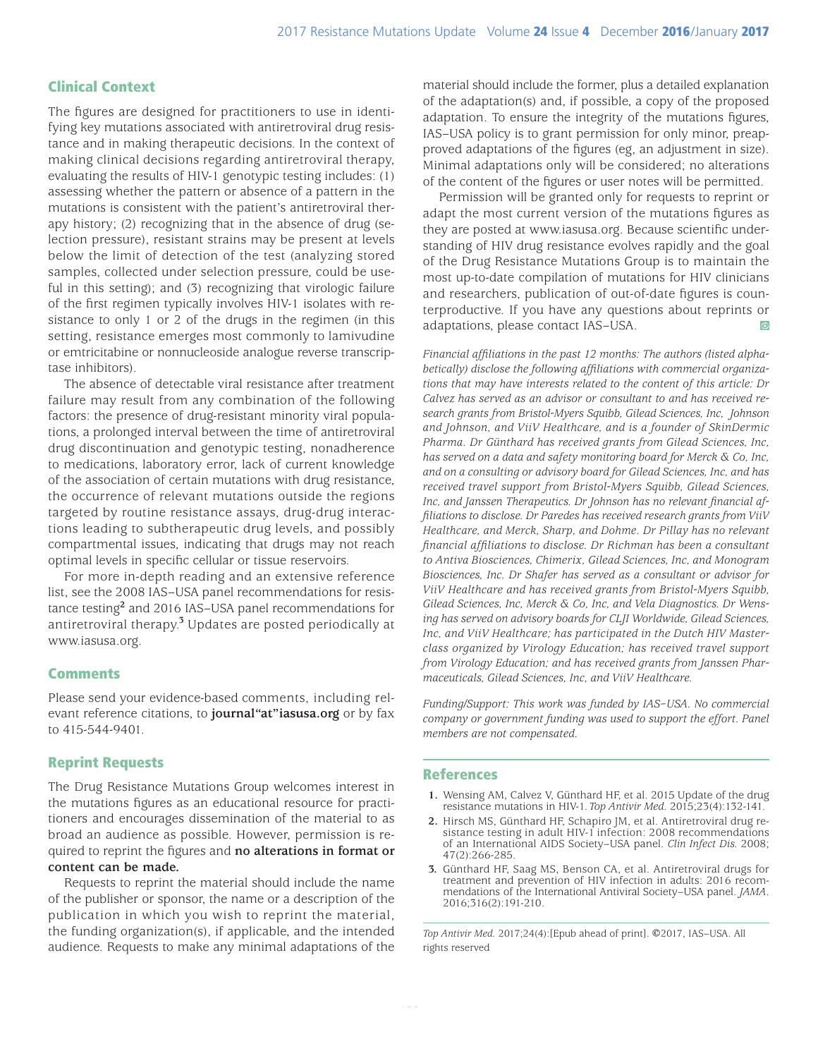## Clinical Context

The figures are designed for practitioners to use in identifying key mutations associated with antiretroviral drug resistance and in making therapeutic decisions. In the context of making clinical decisions regarding antiretroviral therapy, evaluating the results of HIV-1 genotypic testing includes: (1) assessing whether the pattern or absence of a pattern in the mutations is consistent with the patient's antiretroviral therapy history; (2) recognizing that in the absence of drug (selection pressure), resistant strains may be present at levels below the limit of detection of the test (analyzing stored samples, collected under selection pressure, could be useful in this setting); and (3) recognizing that virologic failure of the first regimen typically involves HIV-1 isolates with resistance to only 1 or 2 of the drugs in the regimen (in this setting, resistance emerges most commonly to lamivudine or emtricitabine or nonnucleoside analogue reverse transcriptase inhibitors).

The absence of detectable viral resistance after treatment failure may result from any combination of the following factors: the presence of drug-resistant minority viral populations, a prolonged interval between the time of antiretroviral drug discontinuation and genotypic testing, nonadherence to medications, laboratory error, lack of current knowledge of the association of certain mutations with drug resistance, the occurrence of relevant mutations outside the regions targeted by routine resistance assays, drug-drug interactions leading to subtherapeutic drug levels, and possibly compartmental issues, indicating that drugs may not reach optimal levels in specific cellular or tissue reservoirs.

For more in-depth reading and an extensive reference list, see the 2008 IAS–USA panel recommendations for resistance testing[2] and 2016 IAS–USA panel recommendations for antiretroviral therapy.[3] Updates are posted periodically at www.iasusa.org.

## Comments

Please send your evidence-based comments, including relevant reference citations, to **journal"at"iasusa.org** or by fax to 415-544-9401.

## Reprint Requests

The Drug Resistance Mutations Group welcomes interest in the mutations figures as an educational resource for practitioners and encourages dissemination of the material to as broad an audience as possible. However, permission is required to reprint the figures and **no alterations in format or content can be made.**

Requests to reprint the material should include the name of the publisher or sponsor, the name or a description of the publication in which you wish to reprint the material, the funding organization(s), if applicable, and the intended audience. Requests to make any minimal adaptations of the material should include the former, plus a detailed explanation of the adaptation(s) and, if possible, a copy of the proposed adaptation. To ensure the integrity of the mutations figures, IAS–USA policy is to grant permission for only minor, preapproved adaptations of the figures (eg, an adjustment in size). Minimal adaptations only will be considered; no alterations of the content of the figures or user notes will be permitted.

Permission will be granted only for requests to reprint or adapt the most current version of the mutations figures as they are posted at www.iasusa.org. Because scientific understanding of HIV drug resistance evolves rapidly and the goal of the Drug Resistance Mutations Group is to maintain the most up-to-date compilation of mutations for HIV clinicians and researchers, publication of out-of-date figures is counterproductive. If you have any questions about reprints or adaptations, please contact IAS–USA.

*Financial affiliations in the past 12 months: The authors (listed alphabetically) disclose the following affiliations with commercial organizations that may have interests related to the content of this article: Dr Calvez has served as an advisor or consultant to and has received research grants from Bristol-Myers Squibb, Gilead Sciences, Inc, Johnson and Johnson, and ViiV Healthcare, and is a founder of SkinDermic Pharma. Dr Günthard has received grants from Gilead Sciences, Inc, has served on a data and safety monitoring board for Merck & Co, Inc, and on a consulting or advisory board for Gilead Sciences, Inc, and has received travel support from Bristol-Myers Squibb, Gilead Sciences, Inc, and Janssen Therapeutics. Dr Johnson has no relevant financial affiliations to disclose. Dr Paredes has received research grants from ViiV Healthcare, and Merck, Sharp, and Dohme. Dr Pillay has no relevant financial affiliations to disclose. Dr Richman has been a consultant to Antiva Biosciences, Chimerix, Gilead Sciences, Inc, and Monogram Biosciences, Inc. Dr Shafer has served as a consultant or advisor for ViiV Healthcare and has received grants from Bristol-Myers Squibb, Gilead Sciences, Inc, Merck & Co, Inc, and Vela Diagnostics. Dr Wensing has served on advisory boards for CLJI Worldwide, Gilead Sciences, Inc, and ViiV Healthcare; has participated in the Dutch HIV Masterclass organized by Virology Education; has received travel support from Virology Education; and has received grants from Janssen Pharmaceuticals, Gilead Sciences, Inc, and ViiV Healthcare.*

*Funding/Support: This work was funded by IAS–USA. No commercial company or government funding was used to support the effort. Panel members are not compensated.*

## References

1. Wensing AM, Calvez V, Günthard HF, et al. 2015 Update of the drug resistance mutations in HIV-1. *Top Antivir Med.* 2015;23(4):132-141.
2. Hirsch MS, Günthard HF, Schapiro JM, et al. Antiretroviral drug resistance testing in adult HIV-1 infection: 2008 recommendations of an International AIDS Society–USA panel. *Clin Infect Dis.* 2008; 47(2):266-285.
3. Günthard HF, Saag MS, Benson CA, et al. Antiretroviral drugs for treatment and prevention of HIV infection in adults: 2016 recommendations of the International Antiviral Society–USA panel. *JAMA.* 2016;316(2):191-210.

*Top Antivir Med.* 2017;24(4):[Epub ahead of print]. ©2017, IAS–USA. All rights reserved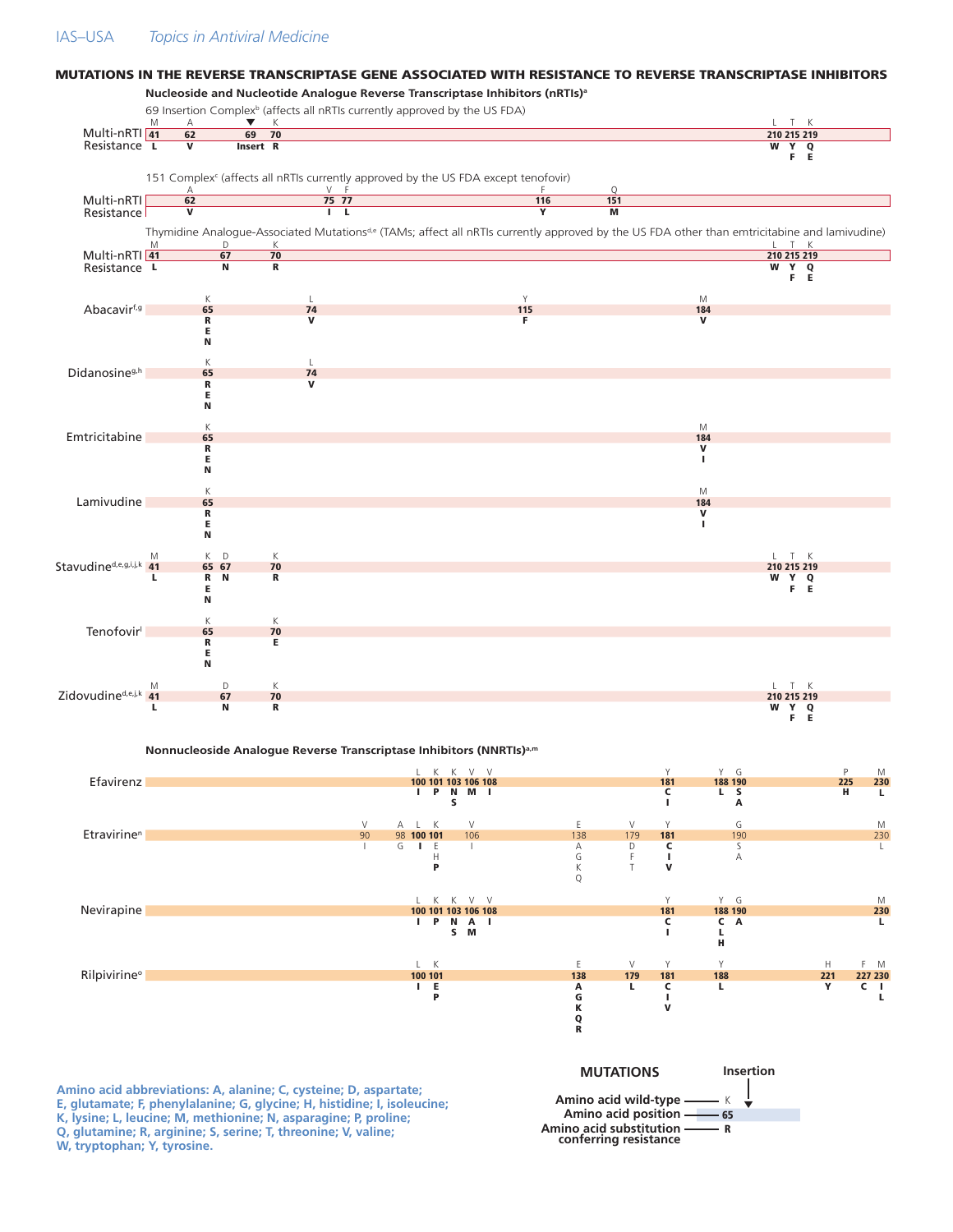## MUTATIONS IN THE REVERSE TRANSCRIPTASE GENE ASSOCIATED WITH RESISTANCE TO REVERSE TRANSCRIPTASE INHIBITORS

### Nucleoside and Nucleotide Analogue Reverse Transcriptase Inhibitors (nRTIs)[a]

**69 Insertion Complex[b]** (affects all nRTIs currently approved by the US FDA)

| Drug | Mutations |
|---|---|
| Multi-nRTI Resistance | M41L, A62V, 69 Insert, K70R, L210W, T215Y/F, K219Q/E |

**151 Complex[c]** (affects all nRTIs currently approved by the US FDA except tenofovir)

| Drug | Mutations |
|---|---|
| Multi-nRTI Resistance | A62V, V75I, F77L, F116Y, Q151M |

**Thymidine Analogue-Associated Mutations[d,e]** (TAMs; affect all nRTIs currently approved by the US FDA other than emtricitabine and lamivudine)

| Drug | Mutations |
|---|---|
| Multi-nRTI Resistance | M41L, D67N, K70R, L210W, T215Y/F, K219Q/E |

| Drug | Mutations |
|---|---|
| Abacavir[f,g] | K65R/E/N, L74V, Y115F, M184V |
| Didanosine[g,h] | K65R/E/N, L74V |
| Emtricitabine | K65R/E/N, M184V/I |
| Lamivudine | K65R/E/N, M184V/I |
| Stavudine[d,e,g,i,j,k] | M41L, K65R/E/N, D67N, K70R, L210W, T215Y/F, K219Q/E |
| Tenofovir[l] | K65R/E/N, K70E |
| Zidovudine[d,e,j,k] | M41L, D67N, K70R, L210W, T215Y/F, K219Q/E |

### Nonnucleoside Analogue Reverse Transcriptase Inhibitors (NNRTIs)[a,m]

| Drug | Mutations |
|---|---|
| Efavirenz | **L100I, K101P, K103N/S, V106M, V108I, Y181C/I, Y188L, G190S/A, P225H, M230L** |
| Etravirine[n] | V90I, A98G, **L100I**, **K101E/H/P**, V106I, E138A/G/K/Q, V179D/F/T, **Y181C/I/V**, G190S/A, M230L |
| Nevirapine | **L100I, K101P, K103N/S, V106A/M, V108I, Y181C/I, Y188C/L/H, G190A, M230L** |
| Rilpivirine[o] | **L100I, K101E/P, E138A/G/K/Q/R, V179L, Y181C/I/V, Y188L, H221Y, F227C, M230I/L** |

**MUTATIONS**

Amino acid wild-type — K; Amino acid position — 65; Amino acid substitution conferring resistance — R; Insertion — ▼

Amino acid abbreviations: A, alanine; C, cysteine; D, aspartate; E, glutamate; F, phenylalanine; G, glycine; H, histidine; I, isoleucine; K, lysine; L, leucine; M, methionine; N, asparagine; P, proline; Q, glutamine; R, arginine; S, serine; T, threonine; V, valine; W, tryptophan; Y, tyrosine.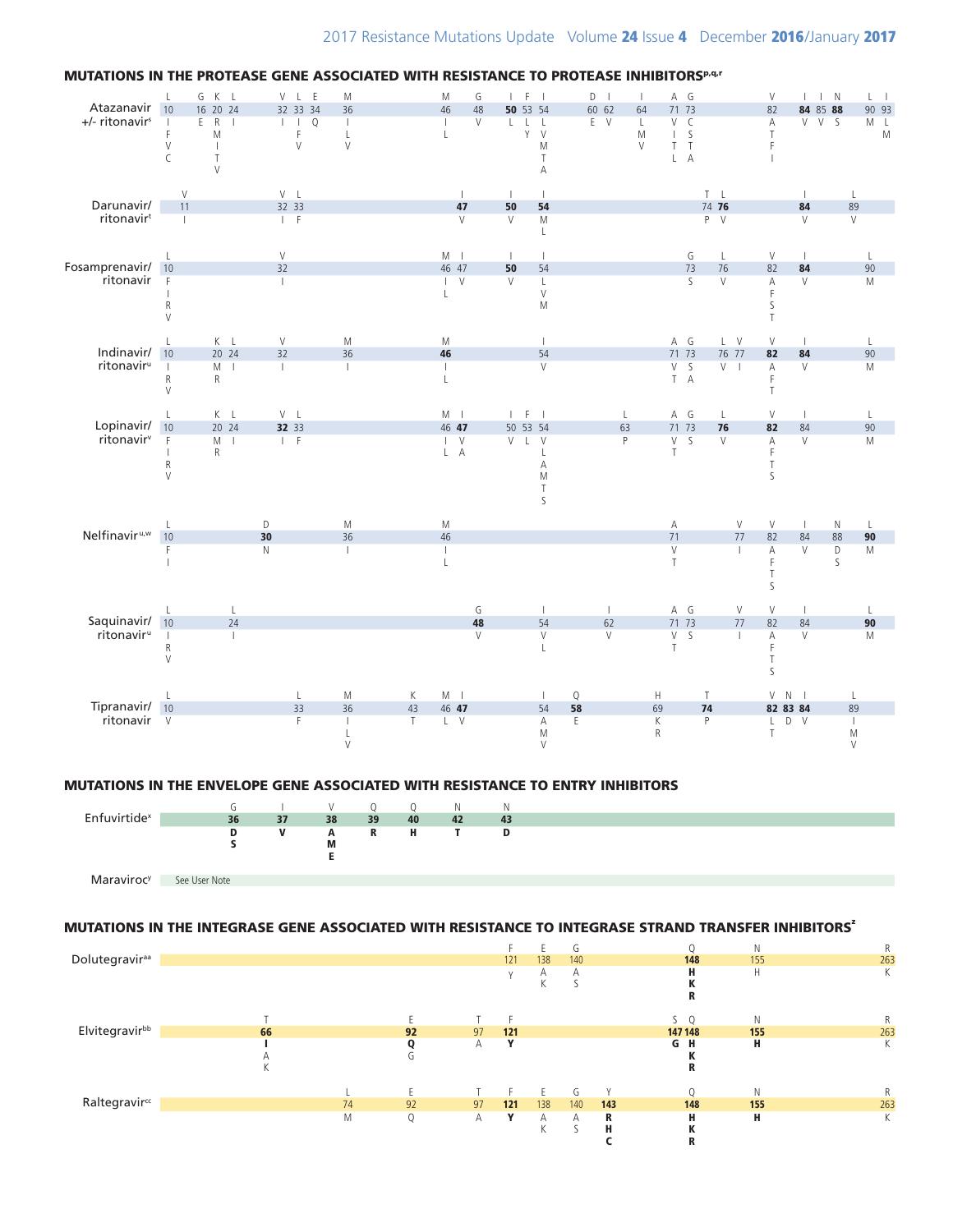## MUTATIONS IN THE PROTEASE GENE ASSOCIATED WITH RESISTANCE TO PROTEASE INHIBITORS[p,q,r]

Bold positions are shown in bold.

### Atazanavir +/- ritonavir[s]

| Position | Wild type | Mutations |
|---|---|---|
| 10 | L | I, F, V, C |
| 16 | G | E |
| 20 | K | R, M, I, T, V |
| 24 | L | I |
| 32 | V | I |
| 33 | L | I, F, V |
| 34 | E | Q |
| 36 | M | I, L, V |
| 46 | M | I, L |
| 48 | G | V |
| **50** | I | L |
| 53 | F | L, Y |
| 54 | I | L, V, M, T, A |
| 60 | D | E |
| 62 | I | V |
| 64 | I | L, M, V |
| 71 | A | V, I, T, L |
| 73 | G | C, S, T, A |
| 82 | V | A, T, F, I |
| **84** | I | V |
| 85 | I | V |
| **88** | N | S |
| 90 | L | M |
| 93 | I | L, M |

### Darunavir/ritonavir[t]

| Position | Wild type | Mutations |
|---|---|---|
| 11 | V | I |
| 32 | V | I |
| 33 | L | F |
| **47** | I | V |
| **50** | I | V |
| **54** | I | M, L |
| 74 | T | P |
| **76** | L | V |
| **84** | I | V |
| 89 | L | V |

### Fosamprenavir/ritonavir

| Position | Wild type | Mutations |
|---|---|---|
| 10 | L | F, I, R, V |
| 32 | V | I |
| 46 | M | I, L |
| 47 | I | V |
| **50** | I | V |
| 54 | I | L, V, M |
| 73 | G | S |
| 76 | L | V |
| 82 | V | A, F, S, T |
| **84** | I | V |
| 90 | L | M |

### Indinavir/ritonavir[u]

| Position | Wild type | Mutations |
|---|---|---|
| 10 | L | I, R, V |
| 20 | K | M, R |
| 24 | L | I |
| 32 | V | I |
| 36 | M | I |
| **46** | M | I, L |
| 54 | I | V |
| 71 | A | V, T |
| 73 | G | S, A |
| 76 | L | V |
| 77 | V | I |
| **82** | V | A, F, T |
| **84** | I | V |
| 90 | L | M |

### Lopinavir/ritonavir[v]

| Position | Wild type | Mutations |
|---|---|---|
| 10 | L | F, I, R, V |
| 20 | K | M, R |
| 24 | L | I |
| **32** | V | I |
| 33 | L | F |
| 46 | M | I, L |
| **47** | I | V, A |
| 50 | I | V |
| 53 | F | L |
| 54 | I | V, L, A, M, T, S |
| 63 | L | P |
| 71 | A | V, T |
| 73 | G | S |
| **76** | L | V |
| **82** | V | A, F, T, S |
| 84 | I | V |
| 90 | L | M |

### Nelfinavir[u,w]

| Position | Wild type | Mutations |
|---|---|---|
| 10 | L | F, I |
| **30** | D | N |
| 36 | M | I |
| 46 | M | I, L |
| 71 | A | V, T |
| 77 | V | I |
| 82 | V | A, F, T, S |
| 84 | I | V |
| 88 | N | D, S |
| **90** | L | M |

### Saquinavir/ritonavir[u]

| Position | Wild type | Mutations |
|---|---|---|
| 10 | L | I, R, V |
| 24 | L | I |
| **48** | G | V |
| 54 | I | V, L |
| 62 | I | V |
| 71 | A | V, T |
| 73 | G | S |
| 77 | V | I |
| 82 | V | A, F, T, S |
| 84 | I | V |
| **90** | L | M |

### Tipranavir/ritonavir

| Position | Wild type | Mutations |
|---|---|---|
| 10 | L | V |
| 33 | L | F |
| 36 | M | I, L, V |
| 43 | K | T |
| 46 | M | L |
| **47** | I | V |
| 54 | I | A, M, V |
| **58** | Q | E |
| 69 | H | K, R |
| **74** | T | P |
| **82** | V | L, T |
| **83** | N | D |
| **84** | I | V |
| 89 | L | I, M, V |

## MUTATIONS IN THE ENVELOPE GENE ASSOCIATED WITH RESISTANCE TO ENTRY INHIBITORS

### Enfuvirtide[x]

| Position | Wild type | Mutations |
|---|---|---|
| **36** | G | **D, S** |
| **37** | I | **V** |
| **38** | V | **A, M, E** |
| **39** | Q | **R** |
| **40** | Q | **H** |
| **42** | N | **T** |
| **43** | N | **D** |

### Maraviroc[y]

See User Note

## MUTATIONS IN THE INTEGRASE GENE ASSOCIATED WITH RESISTANCE TO INTEGRASE STRAND TRANSFER INHIBITORS[z]

### Dolutegravir[aa]

| Position | Wild type | Mutations |
|---|---|---|
| 121 | F | Y |
| 138 | E | A, K |
| 140 | G | A, S |
| **148** | Q | **H, K, R** |
| 155 | N | H |
| 263 | R | K |

### Elvitegravir[bb]

| Position | Wild type | Mutations |
|---|---|---|
| **66** | T | **I**, A, K |
| **92** | E | **Q**, G |
| 97 | T | A |
| **121** | F | **Y** |
| **147** | S | **G** |
| **148** | Q | **H, K, R** |
| **155** | N | **H** |
| 263 | R | K |

### Raltegravir[cc]

| Position | Wild type | Mutations |
|---|---|---|
| 74 | L | M |
| 92 | E | Q |
| 97 | T | A |
| **121** | F | **Y** |
| 138 | E | A, K |
| 140 | G | A, S |
| **143** | Y | **R, H, C** |
| **148** | Q | **H, K, R** |
| **155** | N | **H** |
| 263 | R | K |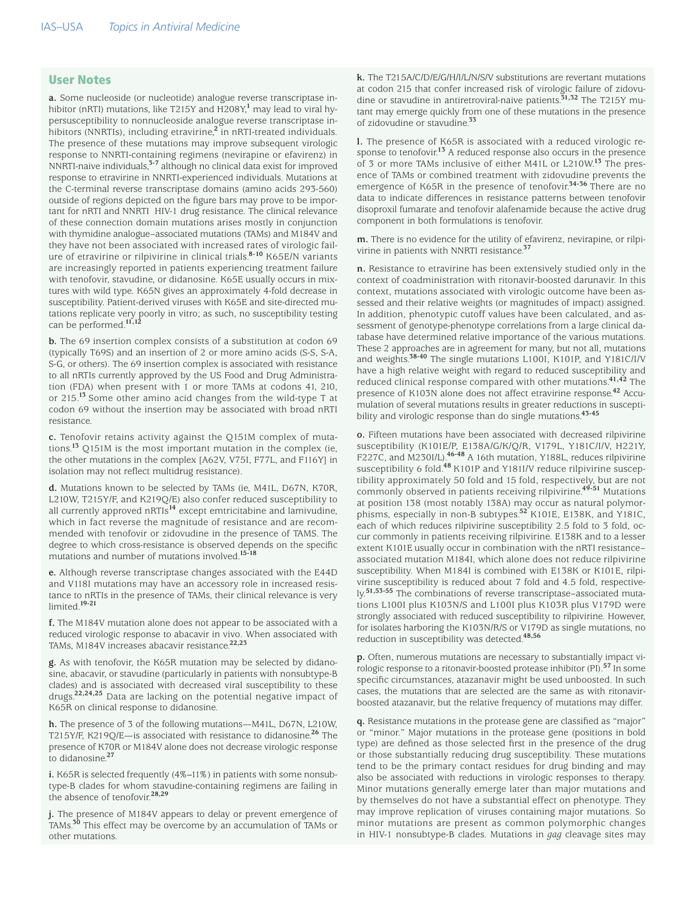## User Notes

**a.** Some nucleoside (or nucleotide) analogue reverse transcriptase inhibitor (nRTI) mutations, like T215Y and H208Y,[1] may lead to viral hypersusceptibility to nonnucleoside analogue reverse transcriptase inhibitors (NNRTIs), including etravirine,[2] in nRTI-treated individuals. The presence of these mutations may improve subsequent virologic response to NNRTI-containing regimens (nevirapine or efavirenz) in NNRTI-naive individuals,[3-7] although no clinical data exist for improved response to etravirine in NNRTI-experienced individuals. Mutations at the C-terminal reverse transcriptase domains (amino acids 293-560) outside of regions depicted on the figure bars may prove to be important for nRTI and NNRTI HIV-1 drug resistance. The clinical relevance of these connection domain mutations arises mostly in conjunction with thymidine analogue–associated mutations (TAMs) and M184V and they have not been associated with increased rates of virologic failure of etravirine or rilpivirine in clinical trials.[8-10] K65E/N variants are increasingly reported in patients experiencing treatment failure with tenofovir, stavudine, or didanosine. K65E usually occurs in mixtures with wild type. K65N gives an approximately 4-fold decrease in susceptibility. Patient-derived viruses with K65E and site-directed mutations replicate very poorly in vitro; as such, no susceptibility testing can be performed.[11,12]

**b.** The 69 insertion complex consists of a substitution at codon 69 (typically T69S) and an insertion of 2 or more amino acids (S-S, S-A, S-G, or others). The 69 insertion complex is associated with resistance to all nRTIs currently approved by the US Food and Drug Administration (FDA) when present with 1 or more TAMs at codons 41, 210, or 215.[13] Some other amino acid changes from the wild-type T at codon 69 without the insertion may be associated with broad nRTI resistance.

**c.** Tenofovir retains activity against the Q151M complex of mutations.[13] Q151M is the most important mutation in the complex (ie, the other mutations in the complex [A62V, V75I, F77L, and F116Y] in isolation may not reflect multidrug resistance).

**d.** Mutations known to be selected by TAMs (ie, M41L, D67N, K70R, L210W, T215Y/F, and K219Q/E) also confer reduced susceptibility to all currently approved nRTIs[14] except emtricitabine and lamivudine, which in fact reverse the magnitude of resistance and are recommended with tenofovir or zidovudine in the presence of TAMS. The degree to which cross-resistance is observed depends on the specific mutations and number of mutations involved.[15-18]

**e.** Although reverse transcriptase changes associated with the E44D and V118I mutations may have an accessory role in increased resistance to nRTIs in the presence of TAMs, their clinical relevance is very limited.[19-21]

**f.** The M184V mutation alone does not appear to be associated with a reduced virologic response to abacavir in vivo. When associated with TAMs, M184V increases abacavir resistance.[22,23]

**g.** As with tenofovir, the K65R mutation may be selected by didanosine, abacavir, or stavudine (particularly in patients with nonsubtype-B clades) and is associated with decreased viral susceptibility to these drugs.[22,24,25] Data are lacking on the potential negative impact of K65R on clinical response to didanosine.

**h.** The presence of 3 of the following mutations—M41L, D67N, L210W, T215Y/F, K219Q/E—is associated with resistance to didanosine.[26] The presence of K70R or M184V alone does not decrease virologic response to didanosine.[27]

**i.** K65R is selected frequently (4%–11%) in patients with some nonsubtype-B clades for whom stavudine-containing regimens are failing in the absence of tenofovir.[28,29]

**j.** The presence of M184V appears to delay or prevent emergence of TAMs.[30] This effect may be overcome by an accumulation of TAMs or other mutations.

**k.** The T215A/C/D/E/G/H/I/L/N/S/V substitutions are revertant mutations at codon 215 that confer increased risk of virologic failure of zidovudine or stavudine in antiretroviral-naive patients.[31,32] The T215Y mutant may emerge quickly from one of these mutations in the presence of zidovudine or stavudine.[33]

**l.** The presence of K65R is associated with a reduced virologic response to tenofovir.[13] A reduced response also occurs in the presence of 3 or more TAMs inclusive of either M41L or L210W.[13] The presence of TAMs or combined treatment with zidovudine prevents the emergence of K65R in the presence of tenofovir.[34-36] There are no data to indicate differences in resistance patterns between tenofovir disoproxil fumarate and tenofovir alafenamide because the active drug component in both formulations is tenofovir.

**m.** There is no evidence for the utility of efavirenz, nevirapine, or rilpivirine in patients with NNRTI resistance.[37]

**n.** Resistance to etravirine has been extensively studied only in the context of coadministration with ritonavir-boosted darunavir. In this context, mutations associated with virologic outcome have been assessed and their relative weights (or magnitudes of impact) assigned. In addition, phenotypic cutoff values have been calculated, and assessment of genotype-phenotype correlations from a large clinical database have determined relative importance of the various mutations. These 2 approaches are in agreement for many, but not all, mutations and weights.[38-40] The single mutations L100I, K101P, and Y181C/I/V have a high relative weight with regard to reduced susceptibility and reduced clinical response compared with other mutations.[41,42] The presence of K103N alone does not affect etravirine response.[42] Accumulation of several mutations results in greater reductions in susceptibility and virologic response than do single mutations.[43-45]

**o.** Fifteen mutations have been associated with decreased rilpivirine susceptibility (K101E/P, E138A/G/K/Q/R, V179L, Y181C/I/V, H221Y, F227C, and M230I/L).[46-48] A 16th mutation, Y188L, reduces rilpivirine susceptibility 6 fold.[48] K101P and Y181I/V reduce rilpivirine susceptibility approximately 50 fold and 15 fold, respectively, but are not commonly observed in patients receiving rilpivirine.[49-51] Mutations at position 138 (most notably 138A) may occur as natural polymorphisms, especially in non-B subtypes.[52] K101E, E138K, and Y181C, each of which reduces rilpivirine susceptibility 2.5 fold to 3 fold, occur commonly in patients receiving rilpivirine. E138K and to a lesser extent K101E usually occur in combination with the nRTI resistance–associated mutation M184I, which alone does not reduce rilpivirine susceptibility. When M184I is combined with E138K or K101E, rilpivirine susceptibility is reduced about 7 fold and 4.5 fold, respectively.[51,53-55] The combinations of reverse transcriptase–associated mutations L100I plus K103N/S and L100I plus K103R plus V179D were strongly associated with reduced susceptibility to rilpivirine. However, for isolates harboring the K103N/R/S or V179D as single mutations, no reduction in susceptibility was detected.[48,56]

**p.** Often, numerous mutations are necessary to substantially impact virologic response to a ritonavir-boosted protease inhibitor (PI).[57] In some specific circumstances, atazanavir might be used unboosted. In such cases, the mutations that are selected are the same as with ritonavir-boosted atazanavir, but the relative frequency of mutations may differ.

**q.** Resistance mutations in the protease gene are classified as "major" or "minor." Major mutations in the protease gene (positions in bold type) are defined as those selected first in the presence of the drug or those substantially reducing drug susceptibility. These mutations tend to be the primary contact residues for drug binding and may also be associated with reductions in virologic responses to therapy. Minor mutations generally emerge later than major mutations and by themselves do not have a substantial effect on phenotype. They may improve replication of viruses containing major mutations. So minor mutations are present as common polymorphic changes in HIV-1 nonsubtype-B clades. Mutations in *gag* cleavage sites may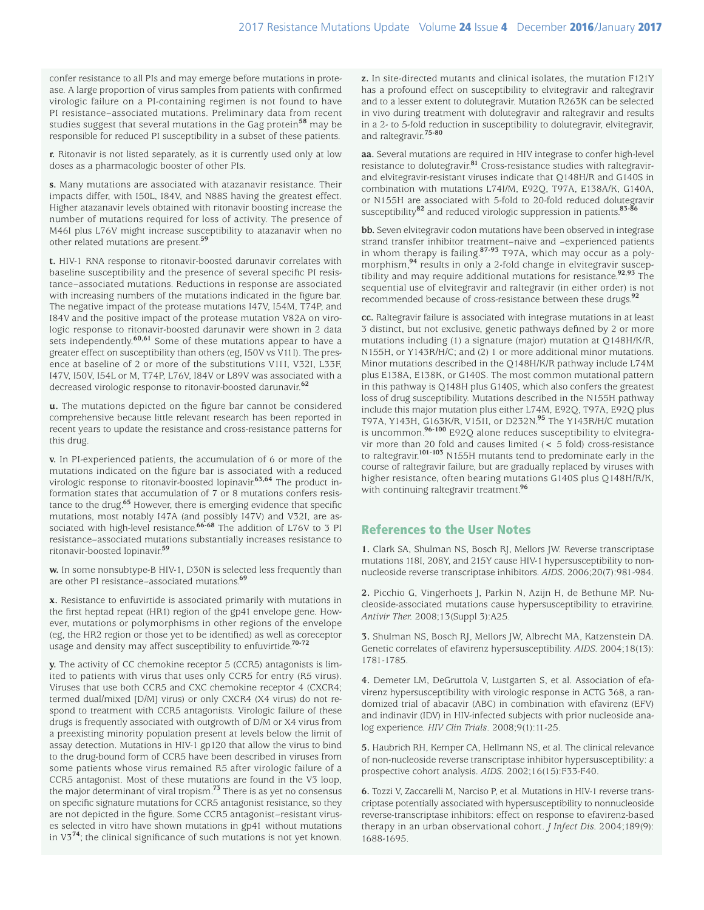confer resistance to all PIs and may emerge before mutations in protease. A large proportion of virus samples from patients with confirmed virologic failure on a PI-containing regimen is not found to have PI resistance–associated mutations. Preliminary data from recent studies suggest that several mutations in the Gag protein[58] may be responsible for reduced PI susceptibility in a subset of these patients.

**r.** Ritonavir is not listed separately, as it is currently used only at low doses as a pharmacologic booster of other PIs.

**s.** Many mutations are associated with atazanavir resistance. Their impacts differ, with I50L, I84V, and N88S having the greatest effect. Higher atazanavir levels obtained with ritonavir boosting increase the number of mutations required for loss of activity. The presence of M46I plus L76V might increase susceptibility to atazanavir when no other related mutations are present.[59]

**t.** HIV-1 RNA response to ritonavir-boosted darunavir correlates with baseline susceptibility and the presence of several specific PI resistance–associated mutations. Reductions in response are associated with increasing numbers of the mutations indicated in the figure bar. The negative impact of the protease mutations I47V, I54M, T74P, and I84V and the positive impact of the protease mutation V82A on virologic response to ritonavir-boosted darunavir were shown in 2 data sets independently.[60,61] Some of these mutations appear to have a greater effect on susceptibility than others (eg, I50V vs V11I). The presence at baseline of 2 or more of the substitutions V11I, V32I, L33F, I47V, I50V, I54L or M, T74P, L76V, I84V or L89V was associated with a decreased virologic response to ritonavir-boosted darunavir.[62]

**u.** The mutations depicted on the figure bar cannot be considered comprehensive because little relevant research has been reported in recent years to update the resistance and cross-resistance patterns for this drug.

**v.** In PI-experienced patients, the accumulation of 6 or more of the mutations indicated on the figure bar is associated with a reduced virologic response to ritonavir-boosted lopinavir.[63,64] The product information states that accumulation of 7 or 8 mutations confers resistance to the drug.[65] However, there is emerging evidence that specific mutations, most notably I47A (and possibly I47V) and V32I, are associated with high-level resistance.[66-68] The addition of L76V to 3 PI resistance–associated mutations substantially increases resistance to ritonavir-boosted lopinavir.[59]

**w.** In some nonsubtype-B HIV-1, D30N is selected less frequently than are other PI resistance–associated mutations.[69]

**x.** Resistance to enfuvirtide is associated primarily with mutations in the first heptad repeat (HR1) region of the gp41 envelope gene. However, mutations or polymorphisms in other regions of the envelope (eg, the HR2 region or those yet to be identified) as well as coreceptor usage and density may affect susceptibility to enfuvirtide.[70-72]

**y.** The activity of CC chemokine receptor 5 (CCR5) antagonists is limited to patients with virus that uses only CCR5 for entry (R5 virus). Viruses that use both CCR5 and CXC chemokine receptor 4 (CXCR4; termed dual/mixed [D/M] virus) or only CXCR4 (X4 virus) do not respond to treatment with CCR5 antagonists. Virologic failure of these drugs is frequently associated with outgrowth of D/M or X4 virus from a preexisting minority population present at levels below the limit of assay detection. Mutations in HIV-1 gp120 that allow the virus to bind to the drug-bound form of CCR5 have been described in viruses from some patients whose virus remained R5 after virologic failure of a CCR5 antagonist. Most of these mutations are found in the V3 loop, the major determinant of viral tropism.[73] There is as yet no consensus on specific signature mutations for CCR5 antagonist resistance, so they are not depicted in the figure. Some CCR5 antagonist–resistant viruses selected in vitro have shown mutations in gp41 without mutations in V3[74]; the clinical significance of such mutations is not yet known.

**z.** In site-directed mutants and clinical isolates, the mutation F121Y has a profound effect on susceptibility to elvitegravir and raltegravir and to a lesser extent to dolutegravir. Mutation R263K can be selected in vivo during treatment with dolutegravir and raltegravir and results in a 2- to 5-fold reduction in susceptibility to dolutegravir, elvitegravir, and raltegravir.[75-80]

**aa.** Several mutations are required in HIV integrase to confer high-level resistance to dolutegravir.[81] Cross-resistance studies with raltegravir- and elvitegravir-resistant viruses indicate that Q148H/R and G140S in combination with mutations L74I/M, E92Q, T97A, E138A/K, G140A, or N155H are associated with 5-fold to 20-fold reduced dolutegravir susceptibility[82] and reduced virologic suppression in patients.[83-86]

**bb.** Seven elvitegravir codon mutations have been observed in integrase strand transfer inhibitor treatment–naive and –experienced patients in whom therapy is failing.[87-93] T97A, which may occur as a polymorphism,[94] results in only a 2-fold change in elvitegravir susceptibility and may require additional mutations for resistance.[92,93] The sequential use of elvitegravir and raltegravir (in either order) is not recommended because of cross-resistance between these drugs.[92]

**cc.** Raltegravir failure is associated with integrase mutations in at least 3 distinct, but not exclusive, genetic pathways defined by 2 or more mutations including (1) a signature (major) mutation at Q148H/K/R, N155H, or Y143R/H/C; and (2) 1 or more additional minor mutations. Minor mutations described in the Q148H/K/R pathway include L74M plus E138A, E138K, or G140S. The most common mutational pattern in this pathway is Q148H plus G140S, which also confers the greatest loss of drug susceptibility. Mutations described in the N155H pathway include this major mutation plus either L74M, E92Q, T97A, E92Q plus T97A, Y143H, G163K/R, V151I, or D232N.[95] The Y143R/H/C mutation is uncommon.[96-100] E92Q alone reduces susceptibility to elvitegravir more than 20 fold and causes limited (< 5 fold) cross-resistance to raltegravir.[101-103] N155H mutants tend to predominate early in the course of raltegravir failure, but are gradually replaced by viruses with higher resistance, often bearing mutations G140S plus Q148H/R/K, with continuing raltegravir treatment.[96]

## References to the User Notes

**1.** Clark SA, Shulman NS, Bosch RJ, Mellors JW. Reverse transcriptase mutations 118I, 208Y, and 215Y cause HIV-1 hypersusceptibility to nonnucleoside reverse transcriptase inhibitors. *AIDS*. 2006;20(7):981-984.

**2.** Picchio G, Vingerhoets J, Parkin N, Azijn H, de Bethune MP. Nucleoside-associated mutations cause hypersusceptibility to etravirine. *Antivir Ther.* 2008;13(Suppl 3):A25.

**3.** Shulman NS, Bosch RJ, Mellors JW, Albrecht MA, Katzenstein DA. Genetic correlates of efavirenz hypersusceptibility. *AIDS*. 2004;18(13):1781-1785.

**4.** Demeter LM, DeGruttola V, Lustgarten S, et al. Association of efavirenz hypersusceptibility with virologic response in ACTG 368, a randomized trial of abacavir (ABC) in combination with efavirenz (EFV) and indinavir (IDV) in HIV-infected subjects with prior nucleoside analog experience. *HIV Clin Trials*. 2008;9(1):11-25.

**5.** Haubrich RH, Kemper CA, Hellmann NS, et al. The clinical relevance of non-nucleoside reverse transcriptase inhibitor hypersusceptibility: a prospective cohort analysis. *AIDS*. 2002;16(15):F33-F40.

**6.** Tozzi V, Zaccarelli M, Narciso P, et al. Mutations in HIV-1 reverse transcriptase potentially associated with hypersusceptibility to nonnucleoside reverse-transcriptase inhibitors: effect on response to efavirenz-based therapy in an urban observational cohort. *J Infect Dis*. 2004;189(9):1688-1695.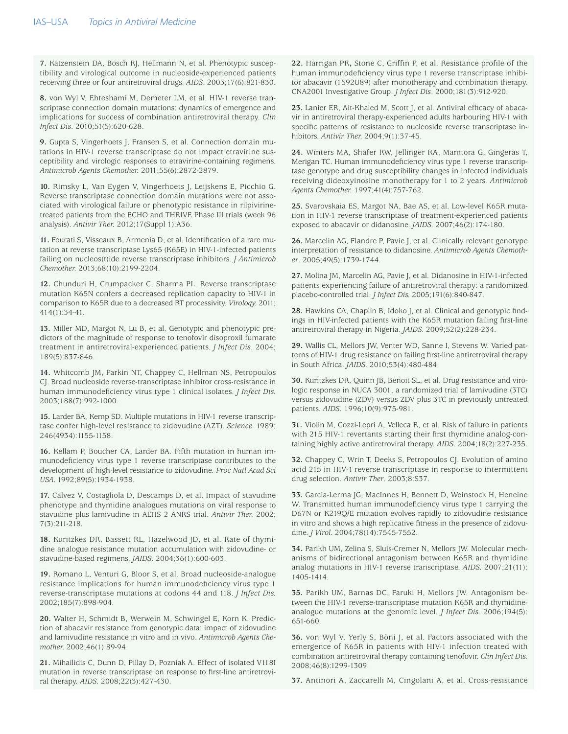**7.** Katzenstein DA, Bosch RJ, Hellmann N, et al. Phenotypic susceptibility and virological outcome in nucleoside-experienced patients receiving three or four antiretroviral drugs. *AIDS*. 2003;17(6):821-830.

**8.** von Wyl V, Ehteshami M, Demeter LM, et al. HIV-1 reverse transcriptase connection domain mutations: dynamics of emergence and implications for success of combination antiretroviral therapy. *Clin Infect Dis*. 2010;51(5):620-628.

**9.** Gupta S, Vingerhoets J, Fransen S, et al. Connection domain mutations in HIV-1 reverse transcriptase do not impact etravirine susceptibility and virologic responses to etravirine-containing regimens. *Antimicrob Agents Chemother.* 2011;55(6):2872-2879.

**10.** Rimsky L, Van Eygen V, Vingerhoets J, Leijskens E, Picchio G. Reverse transcriptase connection domain mutations were not associated with virological failure or phenotypic resistance in rilpivirine-treated patients from the ECHO and THRIVE Phase III trials (week 96 analysis). *Antivir Ther.* 2012;17(Suppl 1):A36.

**11.** Fourati S, Visseaux B, Armenia D, et al. Identification of a rare mutation at reverse transcriptase Lys65 (K65E) in HIV-1-infected patients failing on nucleos(t)ide reverse transcriptase inhibitors. *J Antimicrob Chemother.* 2013;68(10):2199-2204.

**12.** Chunduri H, Crumpacker C, Sharma PL. Reverse transcriptase mutation K65N confers a decreased replication capacity to HIV-1 in comparison to K65R due to a decreased RT processivity. *Virology.* 2011; 414(1):34-41.

**13.** Miller MD, Margot N, Lu B, et al. Genotypic and phenotypic predictors of the magnitude of response to tenofovir disoproxil fumarate treatment in antiretroviral-experienced patients. *J Infect Dis*. 2004; 189(5):837-846.

**14.** Whitcomb JM, Parkin NT, Chappey C, Hellman NS, Petropoulos CJ. Broad nucleoside reverse-transcriptase inhibitor cross-resistance in human immunodeficiency virus type 1 clinical isolates. *J Infect Dis.* 2003;188(7):992-1000.

**15.** Larder BA, Kemp SD. Multiple mutations in HIV-1 reverse transcriptase confer high-level resistance to zidovudine (AZT). *Science.* 1989; 246(4934):1155-1158.

**16.** Kellam P, Boucher CA, Larder BA. Fifth mutation in human immunodeficiency virus type 1 reverse transcriptase contributes to the development of high-level resistance to zidovudine. *Proc Natl Acad Sci USA*. 1992;89(5):1934-1938.

**17.** Calvez V, Costagliola D, Descamps D, et al. Impact of stavudine phenotype and thymidine analogues mutations on viral response to stavudine plus lamivudine in ALTIS 2 ANRS trial. *Antivir Ther.* 2002; 7(3):211-218.

**18.** Kuritzkes DR, Bassett RL, Hazelwood JD, et al. Rate of thymidine analogue resistance mutation accumulation with zidovudine- or stavudine-based regimens. *JAIDS*. 2004;36(1):600-603.

**19.** Romano L, Venturi G, Bloor S, et al. Broad nucleoside-analogue resistance implications for human immunodeficiency virus type 1 reverse-transcriptase mutations at codons 44 and 118. *J Infect Dis.* 2002;185(7):898-904.

**20.** Walter H, Schmidt B, Werwein M, Schwingel E, Korn K. Prediction of abacavir resistance from genotypic data: impact of zidovudine and lamivudine resistance in vitro and in vivo. *Antimicrob Agents Chemother.* 2002;46(1):89-94.

**21.** Mihailidis C, Dunn D, Pillay D, Pozniak A. Effect of isolated V118I mutation in reverse transcriptase on response to first-line antiretroviral therapy. *AIDS.* 2008;22(3):427-430.

**22.** Harrigan PR**,** Stone C, Griffin P, et al. Resistance profile of the human immunodeficiency virus type 1 reverse transcriptase inhibitor abacavir (1592U89) after monotherapy and combination therapy. CNA2001 Investigative Group. *J Infect Dis*. 2000;181(3):912-920.

**23.** Lanier ER, Ait-Khaled M, Scott J, et al. Antiviral efficacy of abacavir in antiretroviral therapy-experienced adults harbouring HIV-1 with specific patterns of resistance to nucleoside reverse transcriptase inhibitors. *Antivir Ther.* 2004;9(1):37-45.

**24.** Winters MA, Shafer RW, Jellinger RA, Mamtora G, Gingeras T, Merigan TC. Human immunodeficiency virus type 1 reverse transcriptase genotype and drug susceptibility changes in infected individuals receiving dideoxyinosine monotherapy for 1 to 2 years. *Antimicrob Agents Chemother.* 1997;41(4):757-762.

**25.** Svarovskaia ES, Margot NA, Bae AS, et al. Low-level K65R mutation in HIV-1 reverse transcriptase of treatment-experienced patients exposed to abacavir or didanosine. *JAIDS.* 2007;46(2):174-180.

**26.** Marcelin AG, Flandre P, Pavie J, et al. Clinically relevant genotype interpretation of resistance to didanosine. *Antimicrob Agents Chemother*. 2005;49(5):1739-1744.

**27.** Molina JM, Marcelin AG, Pavie J, et al. Didanosine in HIV-1-infected patients experiencing failure of antiretroviral therapy: a randomized placebo-controlled trial. *J Infect Dis.* 2005;191(6):840-847.

**28.** Hawkins CA, Chaplin B, Idoko J, et al. Clinical and genotypic findings in HIV-infected patients with the K65R mutation failing first-line antiretroviral therapy in Nigeria. *JAIDS*. 2009;52(2):228-234.

**29.** Wallis CL, Mellors JW, Venter WD, Sanne I, Stevens W. Varied patterns of HIV-1 drug resistance on failing first-line antiretroviral therapy in South Africa. *JAIDS*. 2010;53(4):480-484.

**30.** Kuritzkes DR, Quinn JB, Benoit SL, et al. Drug resistance and virologic response in NUCA 3001, a randomized trial of lamivudine (3TC) versus zidovudine (ZDV) versus ZDV plus 3TC in previously untreated patients. *AIDS*. 1996;10(9):975-981.

**31.** Violin M, Cozzi-Lepri A, Velleca R, et al. Risk of failure in patients with 215 HIV-1 revertants starting their first thymidine analog-containing highly active antiretroviral therapy. *AIDS*. 2004;18(2):227-235.

**32.** Chappey C, Wrin T, Deeks S, Petropoulos CJ. Evolution of amino acid 215 in HIV-1 reverse transcriptase in response to intermittent drug selection. *Antivir Ther*. 2003;8:S37.

**33.** Garcia-Lerma JG, MacInnes H, Bennett D, Weinstock H, Heneine W. Transmitted human immunodeficiency virus type 1 carrying the D67N or K219Q/E mutation evolves rapidly to zidovudine resistance in vitro and shows a high replicative fitness in the presence of zidovudine. *J Virol.* 2004;78(14):7545-7552.

**34.** Parikh UM, Zelina S, Sluis-Cremer N, Mellors JW. Molecular mechanisms of bidirectional antagonism between K65R and thymidine analog mutations in HIV-1 reverse transcriptase. *AIDS.* 2007;21(11): 1405-1414.

**35.** Parikh UM, Barnas DC, Faruki H, Mellors JW. Antagonism between the HIV-1 reverse-transcriptase mutation K65R and thymidine-analogue mutations at the genomic level. *J Infect Dis.* 2006;194(5): 651-660.

**36.** von Wyl V, Yerly S, Böni J, et al. Factors associated with the emergence of K65R in patients with HIV-1 infection treated with combination antiretroviral therapy containing tenofovir. *Clin Infect Dis.* 2008;46(8):1299-1309.

**37.** Antinori A, Zaccarelli M, Cingolani A, et al. Cross-resistance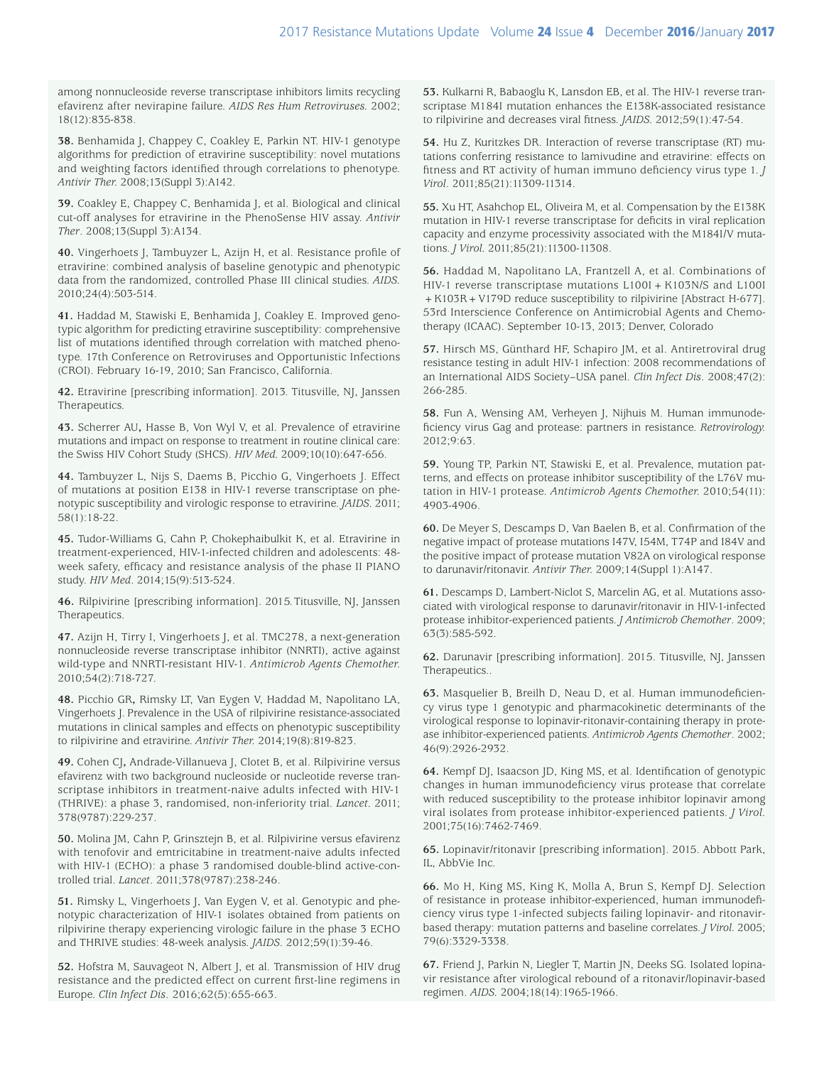among nonnucleoside reverse transcriptase inhibitors limits recycling efavirenz after nevirapine failure. *AIDS Res Hum Retroviruses.* 2002; 18(12):835-838.

**38.** Benhamida J, Chappey C, Coakley E, Parkin NT. HIV-1 genotype algorithms for prediction of etravirine susceptibility: novel mutations and weighting factors identified through correlations to phenotype. *Antivir Ther.* 2008;13(Suppl 3):A142.

**39.** Coakley E, Chappey C, Benhamida J, et al. Biological and clinical cut-off analyses for etravirine in the PhenoSense HIV assay. *Antivir Ther*. 2008;13(Suppl 3):A134.

**40.** Vingerhoets J, Tambuyzer L, Azijn H, et al. Resistance profile of etravirine: combined analysis of baseline genotypic and phenotypic data from the randomized, controlled Phase III clinical studies. *AIDS.* 2010;24(4):503-514.

**41.** Haddad M, Stawiski E, Benhamida J, Coakley E. Improved genotypic algorithm for predicting etravirine susceptibility: comprehensive list of mutations identified through correlation with matched phenotype. 17th Conference on Retroviruses and Opportunistic Infections (CROI). February 16-19, 2010; San Francisco, California.

**42.** Etravirine [prescribing information]. 2013. Titusville, NJ, Janssen Therapeutics.

**43.** Scherrer AU**,** Hasse B, Von Wyl V, et al. Prevalence of etravirine mutations and impact on response to treatment in routine clinical care: the Swiss HIV Cohort Study (SHCS). *HIV Med.* 2009;10(10):647-656.

**44.** Tambuyzer L, Nijs S, Daems B, Picchio G, Vingerhoets J. Effect of mutations at position E138 in HIV-1 reverse transcriptase on phenotypic susceptibility and virologic response to etravirine. *JAIDS.* 2011; 58(1):18-22.

**45.** Tudor-Williams G, Cahn P, Chokephaibulkit K, et al. Etravirine in treatment-experienced, HIV-1-infected children and adolescents: 48-week safety, efficacy and resistance analysis of the phase II PIANO study. *HIV Med*. 2014;15(9):513-524.

**46.** Rilpivirine [prescribing information]. 2015. Titusville, NJ, Janssen Therapeutics.

**47.** Azijn H, Tirry I, Vingerhoets J, et al. TMC278, a next-generation nonnucleoside reverse transcriptase inhibitor (NNRTI), active against wild-type and NNRTI-resistant HIV-1. *Antimicrob Agents Chemother.* 2010;54(2):718-727.

**48.** Picchio GR**,** Rimsky LT, Van Eygen V, Haddad M, Napolitano LA, Vingerhoets J. Prevalence in the USA of rilpivirine resistance-associated mutations in clinical samples and effects on phenotypic susceptibility to rilpivirine and etravirine. *Antivir Ther.* 2014;19(8):819-823.

**49.** Cohen CJ**,** Andrade-Villanueva J, Clotet B, et al. Rilpivirine versus efavirenz with two background nucleoside or nucleotide reverse transcriptase inhibitors in treatment-naive adults infected with HIV-1 (THRIVE): a phase 3, randomised, non-inferiority trial. *Lancet*. 2011; 378(9787):229-237.

**50.** Molina JM, Cahn P, Grinsztejn B, et al. Rilpivirine versus efavirenz with tenofovir and emtricitabine in treatment-naive adults infected with HIV-1 (ECHO): a phase 3 randomised double-blind active-controlled trial. *Lancet*. 2011;378(9787):238-246.

**51.** Rimsky L, Vingerhoets J, Van Eygen V, et al. Genotypic and phenotypic characterization of HIV-1 isolates obtained from patients on rilpivirine therapy experiencing virologic failure in the phase 3 ECHO and THRIVE studies: 48-week analysis. *JAIDS*. 2012;59(1):39-46.

**52.** Hofstra M, Sauvageot N, Albert J, et al. Transmission of HIV drug resistance and the predicted effect on current first-line regimens in Europe. *Clin Infect Dis*. 2016;62(5):655-663.

**53.** Kulkarni R, Babaoglu K, Lansdon EB, et al. The HIV-1 reverse transcriptase M184I mutation enhances the E138K-associated resistance to rilpivirine and decreases viral fitness. *JAIDS*. 2012;59(1):47-54.

**54.** Hu Z, Kuritzkes DR. Interaction of reverse transcriptase (RT) mutations conferring resistance to lamivudine and etravirine: effects on fitness and RT activity of human immuno deficiency virus type 1. *J Virol*. 2011;85(21):11309-11314.

**55.** Xu HT, Asahchop EL, Oliveira M, et al. Compensation by the E138K mutation in HIV-1 reverse transcriptase for deficits in viral replication capacity and enzyme processivity associated with the M184I/V mutations. *J Virol*. 2011;85(21):11300-11308.

**56.** Haddad M, Napolitano LA, Frantzell A, et al. Combinations of HIV-1 reverse transcriptase mutations L100I + K103N/S and L100I + K103R + V179D reduce susceptibility to rilpivirine [Abstract H-677]. 53rd Interscience Conference on Antimicrobial Agents and Chemotherapy (ICAAC). September 10-13, 2013; Denver, Colorado

**57.** Hirsch MS, Günthard HF, Schapiro JM, et al. Antiretroviral drug resistance testing in adult HIV-1 infection: 2008 recommendations of an International AIDS Society–USA panel. *Clin Infect Dis*. 2008;47(2): 266-285.

**58.** Fun A, Wensing AM, Verheyen J, Nijhuis M. Human immunodeficiency virus Gag and protease: partners in resistance. *Retrovirology.* 2012;9:63.

**59.** Young TP, Parkin NT, Stawiski E, et al. Prevalence, mutation patterns, and effects on protease inhibitor susceptibility of the L76V mutation in HIV-1 protease. *Antimicrob Agents Chemother.* 2010;54(11): 4903-4906.

**60.** De Meyer S, Descamps D, Van Baelen B, et al. Confirmation of the negative impact of protease mutations I47V, I54M, T74P and I84V and the positive impact of protease mutation V82A on virological response to darunavir/ritonavir. *Antivir Ther.* 2009;14(Suppl 1):A147.

**61.** Descamps D, Lambert-Niclot S, Marcelin AG, et al. Mutations associated with virological response to darunavir/ritonavir in HIV-1-infected protease inhibitor-experienced patients. *J Antimicrob Chemother*. 2009; 63(3):585-592.

**62.** Darunavir [prescribing information]. 2015. Titusville, NJ, Janssen Therapeutics..

**63.** Masquelier B, Breilh D, Neau D, et al. Human immunodeficiency virus type 1 genotypic and pharmacokinetic determinants of the virological response to lopinavir-ritonavir-containing therapy in protease inhibitor-experienced patients. *Antimicrob Agents Chemother*. 2002; 46(9):2926-2932.

**64.** Kempf DJ, Isaacson JD, King MS, et al. Identification of genotypic changes in human immunodeficiency virus protease that correlate with reduced susceptibility to the protease inhibitor lopinavir among viral isolates from protease inhibitor-experienced patients. *J Virol*. 2001;75(16):7462-7469.

**65.** Lopinavir/ritonavir [prescribing information]. 2015. Abbott Park, IL, AbbVie Inc.

**66.** Mo H, King MS, King K, Molla A, Brun S, Kempf DJ. Selection of resistance in protease inhibitor-experienced, human immunodeficiency virus type 1-infected subjects failing lopinavir- and ritonavir-based therapy: mutation patterns and baseline correlates. *J Virol.* 2005; 79(6):3329-3338.

**67.** Friend J, Parkin N, Liegler T, Martin JN, Deeks SG. Isolated lopinavir resistance after virological rebound of a ritonavir/lopinavir-based regimen. *AIDS*. 2004;18(14):1965-1966.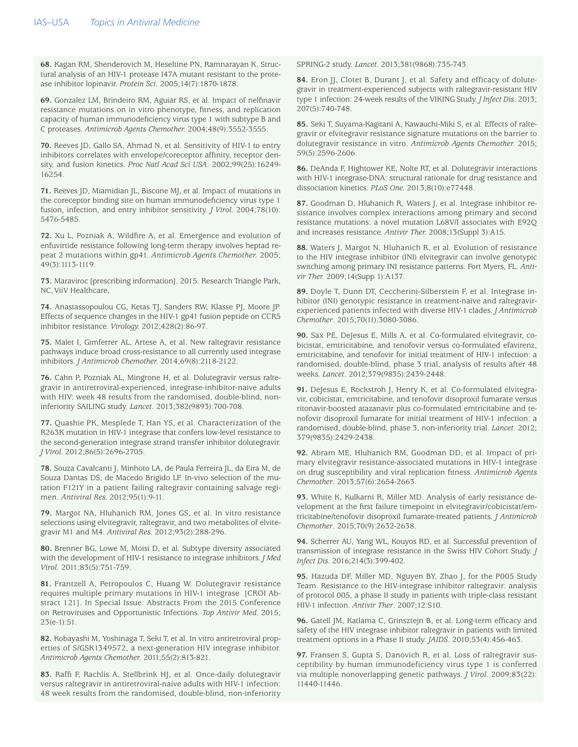**68.** Kagan RM, Shenderovich M, Heseltine PN, Ramnarayan K. Structural analysis of an HIV-1 protease I47A mutant resistant to the protease inhibitor lopinavir. *Protein Sci*. 2005;14(7):1870-1878.

**69.** Gonzalez LM, Brindeiro RM, Aguiar RS, et al. Impact of nelfinavir resistance mutations on in vitro phenotype, fitness, and replication capacity of human immunodeficiency virus type 1 with subtype B and C proteases. *Antimicrob Agents Chemother.* 2004;48(9):3552-3555.

**70.** Reeves JD, Gallo SA, Ahmad N, et al. Sensitivity of HIV-1 to entry inhibitors correlates with envelope/coreceptor affinity, receptor density, and fusion kinetics. *Proc Natl Acad Sci USA*. 2002;99(25):16249-16254.

**71.** Reeves JD, Miamidian JL, Biscone MJ, et al. Impact of mutations in the coreceptor binding site on human immunodeficiency virus type 1 fusion, infection, and entry inhibitor sensitivity. *J Virol.* 2004;78(10):5476-5485.

**72.** Xu L, Pozniak A, Wildfire A, et al. Emergence and evolution of enfuvirtide resistance following long-term therapy involves heptad repeat 2 mutations within gp41. *Antimicrob Agents Chemother.* 2005;49(3):1113-1119.

**73.** Maraviroc [prescribing information]. 2015. Research Triangle Park, NC, ViiV Healthcare**.**

**74.** Anastassopoulou CG, Ketas TJ, Sanders RW, Klasse PJ, Moore JP. Effects of sequence changes in the HIV-1 gp41 fusion peptide on CCR5 inhibitor resistance. *Virology.* 2012;428(2):86-97.

**75.** Malet I, Gimferrer AL, Artese A, et al. New raltegravir resistance pathways induce broad cross-resistance to all currently used integrase inhibitors. *J Antimicrob Chemother.* 2014;69(8):2118-2122.

**76.** Cahn P, Pozniak AL, Mingrone H, et al. Dolutegravir versus raltegravir in antiretroviral-experienced, integrase-inhibitor-naive adults with HIV: week 48 results from the randomised, double-blind, noninferiority SAILING study. *Lancet*. 2013;382(9893):700-708.

**77.** Quashie PK, Mesplede T, Han YS, et al. Characterization of the R263K mutation in HIV-1 integrase that confers low-level resistance to the second-generation integrase strand transfer inhibitor dolutegravir. *J Virol*. 2012;86(5):2696-2705.

**78.** Souza Cavalcanti J, Minhoto LA, de Paula Ferreira JL, da Eira M, de Souza Dantas DS, de Macedo Brigido LF. In-vivo selection of the mutation F121Y in a patient failing raltegravir containing salvage regimen. *Antiviral Res.* 2012;95(1):9-11.

**79.** Margot NA, Hluhanich RM, Jones GS, et al. In vitro resistance selections using elvitegravir, raltegravir, and two metabolites of elvitegravir M1 and M4. *Antiviral Res.* 2012;93(2):288-296.

**80.** Brenner BG, Lowe M, Moisi D, et al. Subtype diversity associated with the development of HIV-1 resistance to integrase inhibitors. *J Med Virol*. 2011;83(5):751-759.

**81.** Frantzell A, Petropoulos C, Huang W. Dolutegravir resistance requires multiple primary mutations in HIV-1 integrase [CROI Abstract 121]. In Special Issue: Abstracts From the 2015 Conference on Retroviruses and Opportunistic Infections. *Top Antivir Med.* 2015;23(e-1):51.

**82.** Kobayashi M, Yoshinaga T, Seki T, et al. In vitro antiretroviral properties of S/GSK1349572, a next-generation HIV integrase inhibitor. *Antimicrob Agents Chemother.* 2011;55(2):813-821.

**83.** Raffi F, Rachlis A, Stellbrink HJ, et al. Once-daily dolutegravir versus raltegravir in antiretroviral-naive adults with HIV-1 infection: 48 week results from the randomised, double-blind, non-inferiority SPRING-2 study. *Lancet*. 2013;381(9868):735-743.

**84.** Eron JJ, Clotet B, Durant J, et al. Safety and efficacy of dolutegravir in treatment-experienced subjects with raltegravir-resistant HIV type 1 infection: 24-week results of the VIKING Study. *J Infect Dis*. 2013;207(5):740-748.

**85.** Seki T, Suyama-Kagitani A, Kawauchi-Miki S, et al. Effects of raltegravir or elvitegravir resistance signature mutations on the barrier to dolutegravir resistance in vitro. *Antimicrob Agents Chemother.* 2015;59(5):2596-2606.

**86.** DeAnda F, Hightower KE, Nolte RT, et al. Dolutegravir interactions with HIV-1 integrase-DNA: structural rationale for drug resistance and dissociation kinetics. *PLoS One.* 2013;8(10):e77448.

**87.** Goodman D, Hluhanich R, Waters J, et al. Integrase inhibitor resistance involves complex interactions among primary and second resistance mutations: a novel mutation L68V/I associates with E92Q and increases resistance. *Antivir Ther.* 2008;13(Suppl 3):A15.

**88.** Waters J, Margot N, Hluhanich R, et al. Evolution of resistance to the HIV integrase inhibitor (INI) elvitegravir can involve genotypic switching among primary INI resistance patterns. Fort Myers, FL. *Antivir Ther.* 2009;14(Supp 1):A137.

**89.** Doyle T, Dunn DT, Ceccherini-Silberstein F, et al. Integrase inhibitor (INI) genotypic resistance in treatment-naive and raltegravir-experienced patients infected with diverse HIV-1 clades. *J Antimicrob Chemother*. 2015;70(11):3080-3086.

**90.** Sax PE, DeJesus E, Mills A, et al. Co-formulated elvitegravir, cobicistat, emtricitabine, and tenofovir versus co-formulated efavirenz, emtricitabine, and tenofovir for initial treatment of HIV-1 infection: a randomised, double-blind, phase 3 trial, analysis of results after 48 weeks. *Lancet*. 2012;379(9835):2439-2448.

**91.** DeJesus E, Rockstroh J, Henry K, et al. Co-formulated elvitegravir, cobicistat, emtricitabine, and tenofovir disoproxil fumarate versus ritonavir-boosted atazanavir plus co-formulated emtricitabine and tenofovir disoproxil fumarate for initial treatment of HIV-1 infection: a randomised, double-blind, phase 3, non-inferiority trial. *Lancet*. 2012;379(9835):2429-2438.

**92.** Abram ME, Hluhanich RM, Goodman DD, et al. Impact of primary elvitegravir resistance-associated mutations in HIV-1 integrase on drug susceptibility and viral replication fitness. *Antimicrob Agents Chemother*. 2013;57(6):2654-2663.

**93.** White K, Kulkarni R, Miller MD. Analysis of early resistance development at the first failure timepoint in elvitegravir/cobicistat/emtricitabine/tenofovir disoproxil fumarate-treated patients. *J Antimicrob Chemother*. 2015;70(9):2632-2638.

**94.** Scherrer AU, Yang WL, Kouyos RD, et al. Successful prevention of transmission of integrase resistance in the Swiss HIV Cohort Study. *J Infect Dis.* 2016;214(3):399-402.

**95.** Hazuda DF, Miller MD, Nguyen BY, Zhao J, for the P005 Study Team. Resistance to the HIV-integrase inhibitor raltegravir: analysis of protocol 005, a phase II study in patients with triple-class resistant HIV-1 infection. *Antivir Ther*. 2007;12:S10.

**96.** Gatell JM, Katlama C, Grinsztejn B, et al. Long-term efficacy and safety of the HIV integrase inhibitor raltegravir in patients with limited treatment options in a Phase II study. *JAIDS*. 2010;53(4):456-463.

**97.** Fransen S, Gupta S, Danovich R, et al. Loss of raltegravir susceptibility by human immunodeficiency virus type 1 is conferred via multiple nonoverlapping genetic pathways. *J Virol*. 2009;83(22):11440-11446.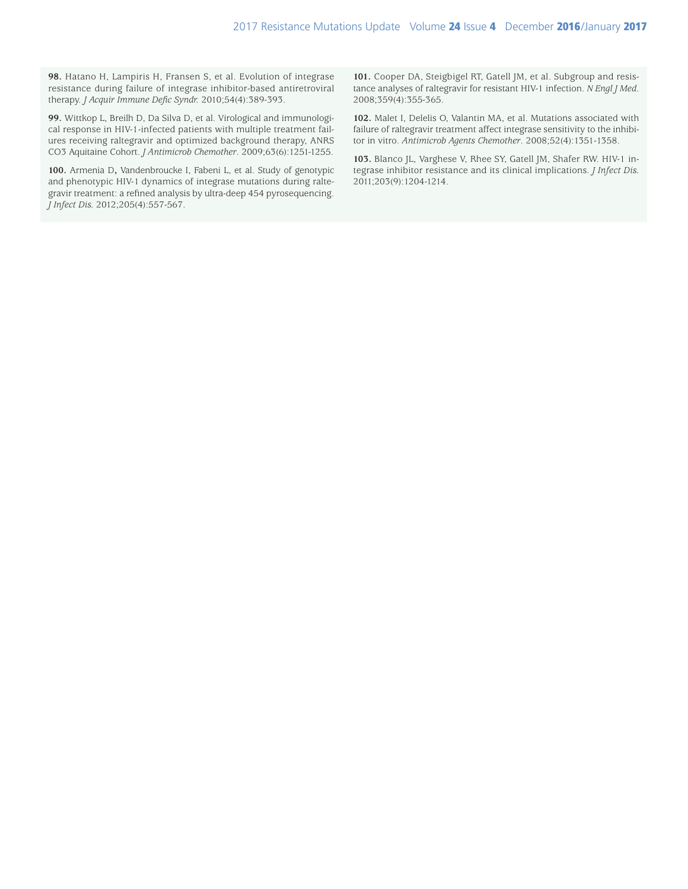**98.** Hatano H, Lampiris H, Fransen S, et al. Evolution of integrase resistance during failure of integrase inhibitor-based antiretroviral therapy. *J Acquir Immune Defic Syndr.* 2010;54(4):389-393.

**99.** Wittkop L, Breilh D, Da Silva D, et al. Virological and immunological response in HIV-1-infected patients with multiple treatment failures receiving raltegravir and optimized background therapy, ANRS CO3 Aquitaine Cohort. *J Antimicrob Chemother*. 2009;63(6):1251-1255.

**100.** Armenia D**,** Vandenbroucke I, Fabeni L, et al. Study of genotypic and phenotypic HIV-1 dynamics of integrase mutations during raltegravir treatment: a refined analysis by ultra-deep 454 pyrosequencing. *J Infect Dis.* 2012;205(4):557-567.

**101.** Cooper DA, Steigbigel RT, Gatell JM, et al. Subgroup and resistance analyses of raltegravir for resistant HIV-1 infection. *N Engl J Med*. 2008;359(4):355-365.

**102.** Malet I, Delelis O, Valantin MA, et al. Mutations associated with failure of raltegravir treatment affect integrase sensitivity to the inhibitor in vitro. *Antimicrob Agents Chemother*. 2008;52(4):1351-1358.

**103.** Blanco JL, Varghese V, Rhee SY, Gatell JM, Shafer RW. HIV-1 integrase inhibitor resistance and its clinical implications. *J Infect Dis.* 2011;203(9):1204-1214.